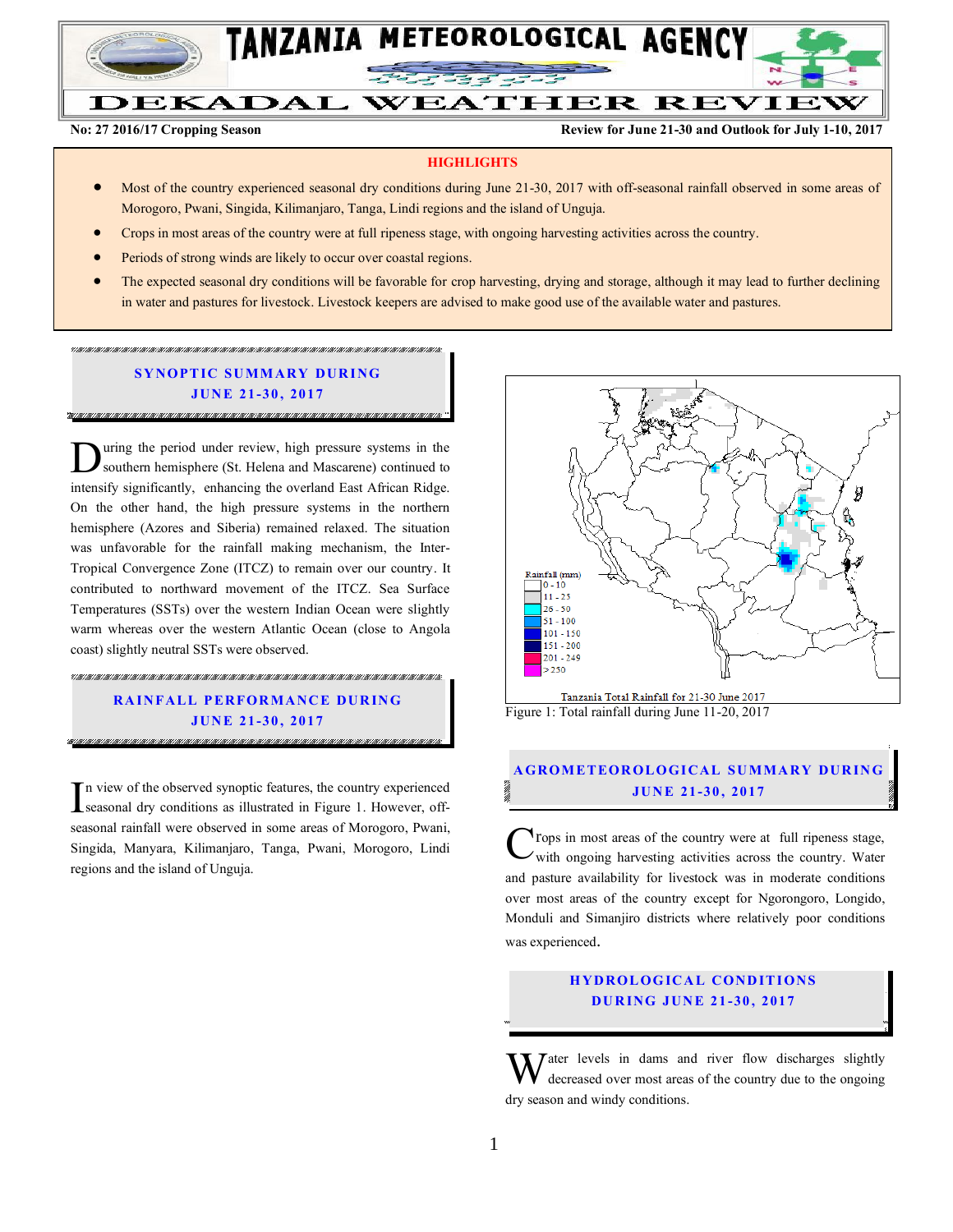# TANZANIA METEOROLOGICAL AGENCY

## DEKADAL WEATHER REVIEW

**No: 27 2016/17 Cropping Season** **Review for June 21-30 and Outlook for July 1-10, 2017**

**HIGHLIGHTS**

- Most of the country experienced seasonal dry conditions during June 21-30, 2017 with off-seasonal rainfall observed in some areas of Morogoro, Pwani, Singida, Kilimanjaro, Tanga, Lindi regions and the island of Unguja.
- Crops in most areas of the country were at full ripeness stage, with ongoing harvesting activities across the country.
- Periods of strong winds are likely to occur over coastal regions.
- The expected seasonal dry conditions will be favorable for crop harvesting, drying and storage, although it may lead to further declining in water and pastures for livestock. Livestock keepers are advised to make good use of the available water and pastures.

## SYNOPTIC SUMMARY DURING JUNE 21-30, 2017

During the period under review, high pressure systems in the southern hemisphere (St. Helena and Mascarene) continued to intensify significantly, enhancing the overland East African Ridge. On the other hand, the high pressure systems in the northern hemisphere (Azores and Siberia) remained relaxed. The situation was unfavorable for the rainfall making mechanism, the Inter-Tropical Convergence Zone (ITCZ) to remain over our country. It contributed to northward movement of the ITCZ. Sea Surface Temperatures (SSTs) over the western Indian Ocean were slightly warm whereas over the western Atlantic Ocean (close to Angola coast) slightly neutral SSTs were observed.

## RAINFALL PERFORMANCE DURING JUNE 21-30, 2017

In view of the observed synoptic features, the country experienced seasonal dry conditions as illustrated in Figure 1. However, off-seasonal rainfall were observed in some areas of Morogoro, Pwani, Singida, Manyara, Kilimanjaro, Tanga, Pwani, Morogoro, Lindi regions and the island of Unguja.

Rainfall (mm): 0 - 10; 11 - 25; 26 - 50; 51 - 100; 101 - 150; 151 - 200; 201 - 249; > 250

Tanzania Total Rainfall for 21-30 June 2017

Figure 1: Total rainfall during June 11-20, 2017

## AGROMETEOROLOGICAL SUMMARY DURING JUNE 21-30, 2017

Crops in most areas of the country were at full ripeness stage, with ongoing harvesting activities across the country. Water and pasture availability for livestock was in moderate conditions over most areas of the country except for Ngorongoro, Longido, Monduli and Simanjiro districts where relatively poor conditions was experienced.

## HYDROLOGICAL CONDITIONS DURING JUNE 21-30, 2017

Water levels in dams and river flow discharges slightly decreased over most areas of the country due to the ongoing dry season and windy conditions.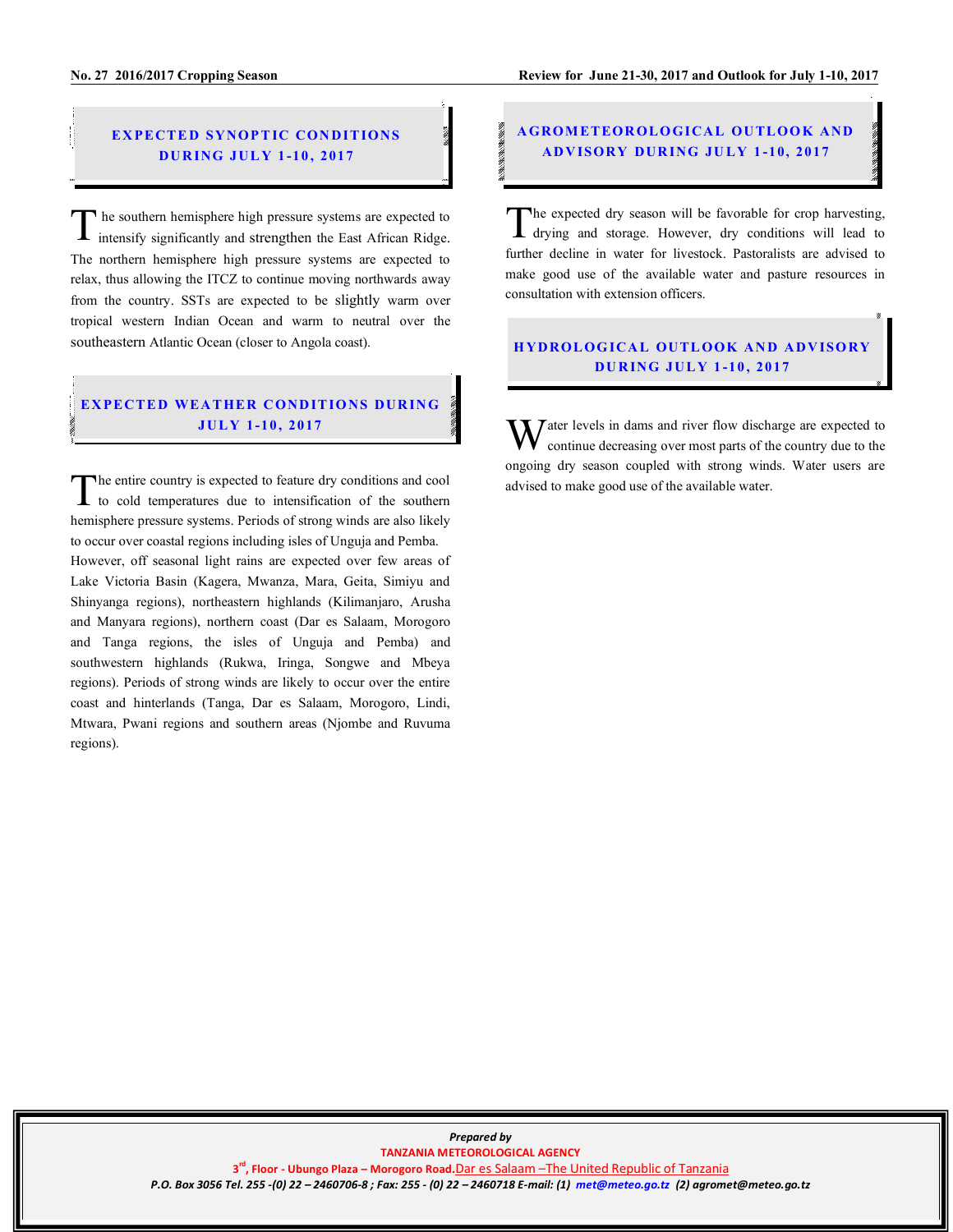## EXPECTED SYNOPTIC CONDITIONS DURING JULY 1-10, 2017

The southern hemisphere high pressure systems are expected to intensify significantly and strengthen the East African Ridge. The northern hemisphere high pressure systems are expected to relax, thus allowing the ITCZ to continue moving northwards away from the country. SSTs are expected to be slightly warm over tropical western Indian Ocean and warm to neutral over the southeastern Atlantic Ocean (closer to Angola coast).

## EXPECTED WEATHER CONDITIONS DURING JULY 1-10, 2017

The entire country is expected to feature dry conditions and cool to cold temperatures due to intensification of the southern hemisphere pressure systems. Periods of strong winds are also likely to occur over coastal regions including isles of Unguja and Pemba.

However, off seasonal light rains are expected over few areas of Lake Victoria Basin (Kagera, Mwanza, Mara, Geita, Simiyu and Shinyanga regions), northeastern highlands (Kilimanjaro, Arusha and Manyara regions), northern coast (Dar es Salaam, Morogoro and Tanga regions, the isles of Unguja and Pemba) and southwestern highlands (Rukwa, Iringa, Songwe and Mbeya regions). Periods of strong winds are likely to occur over the entire coast and hinterlands (Tanga, Dar es Salaam, Morogoro, Lindi, Mtwara, Pwani regions and southern areas (Njombe and Ruvuma regions).

## AGROMETEOROLOGICAL OUTLOOK AND ADVISORY DURING JULY 1-10, 2017

The expected dry season will be favorable for crop harvesting, drying and storage. However, dry conditions will lead to further decline in water for livestock. Pastoralists are advised to make good use of the available water and pasture resources in consultation with extension officers.

## HYDROLOGICAL OUTLOOK AND ADVISORY DURING JULY 1-10, 2017

Water levels in dams and river flow discharge are expected to continue decreasing over most parts of the country due to the ongoing dry season coupled with strong winds. Water users are advised to make good use of the available water.

*Prepared by*

**TANZANIA METEOROLOGICAL AGENCY**

**3rd, Floor - Ubungo Plaza – Morogoro Road.** Dar es Salaam –The United Republic of Tanzania

***P.O. Box 3056 Tel. 255 -(0) 22 – 2460706-8 ; Fax: 255 - (0) 22 – 2460718 E-mail: (1) met@meteo.go.tz (2) agromet@meteo.go.tz***